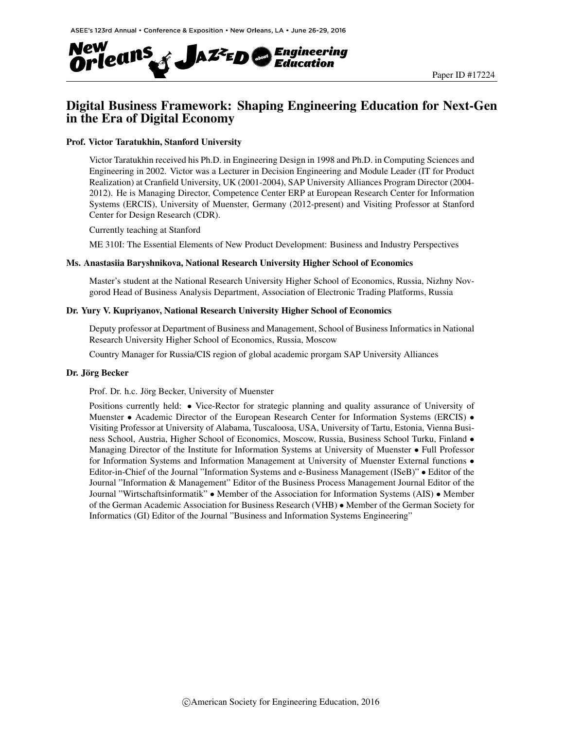Paper ID #17224

# Digital Business Framework: Shaping Engineering Education for Next-Gen in the Era of Digital Economy

### Prof. Victor Taratukhin, Stanford University

Victor Taratukhin received his Ph.D. in Engineering Design in 1998 and Ph.D. in Computing Sciences and Engineering in 2002. Victor was a Lecturer in Decision Engineering and Module Leader (IT for Product Realization) at Cranfield University, UK (2001-2004), SAP University Alliances Program Director (2004-2012). He is Managing Director, Competence Center ERP at European Research Center for Information Systems (ERCIS), University of Muenster, Germany (2012-present) and Visiting Professor at Stanford Center for Design Research (CDR).

Currently teaching at Stanford

ME 310I: The Essential Elements of New Product Development: Business and Industry Perspectives

### Ms. Anastasiia Baryshnikova, National Research University Higher School of Economics

Master's student at the National Research University Higher School of Economics, Russia, Nizhny Novgorod Head of Business Analysis Department, Association of Electronic Trading Platforms, Russia

### Dr. Yury V. Kupriyanov, National Research University Higher School of Economics

Deputy professor at Department of Business and Management, School of Business Informatics in National Research University Higher School of Economics, Russia, Moscow

Country Manager for Russia/CIS region of global academic prorgam SAP University Alliances

### Dr. Jörg Becker

Prof. Dr. h.c. Jörg Becker, University of Muenster

Positions currently held: • Vice-Rector for strategic planning and quality assurance of University of Muenster • Academic Director of the European Research Center for Information Systems (ERCIS) • Visiting Professor at University of Alabama, Tuscaloosa, USA, University of Tartu, Estonia, Vienna Business School, Austria, Higher School of Economics, Moscow, Russia, Business School Turku, Finland • Managing Director of the Institute for Information Systems at University of Muenster • Full Professor for Information Systems and Information Management at University of Muenster External functions • Editor-in-Chief of the Journal "Information Systems and e-Business Management (ISeB)" • Editor of the Journal "Information & Management" Editor of the Business Process Management Journal Editor of the Journal "Wirtschaftsinformatik" • Member of the Association for Information Systems (AIS) • Member of the German Academic Association for Business Research (VHB) • Member of the German Society for Informatics (GI) Editor of the Journal "Business and Information Systems Engineering"

©American Society for Engineering Education, 2016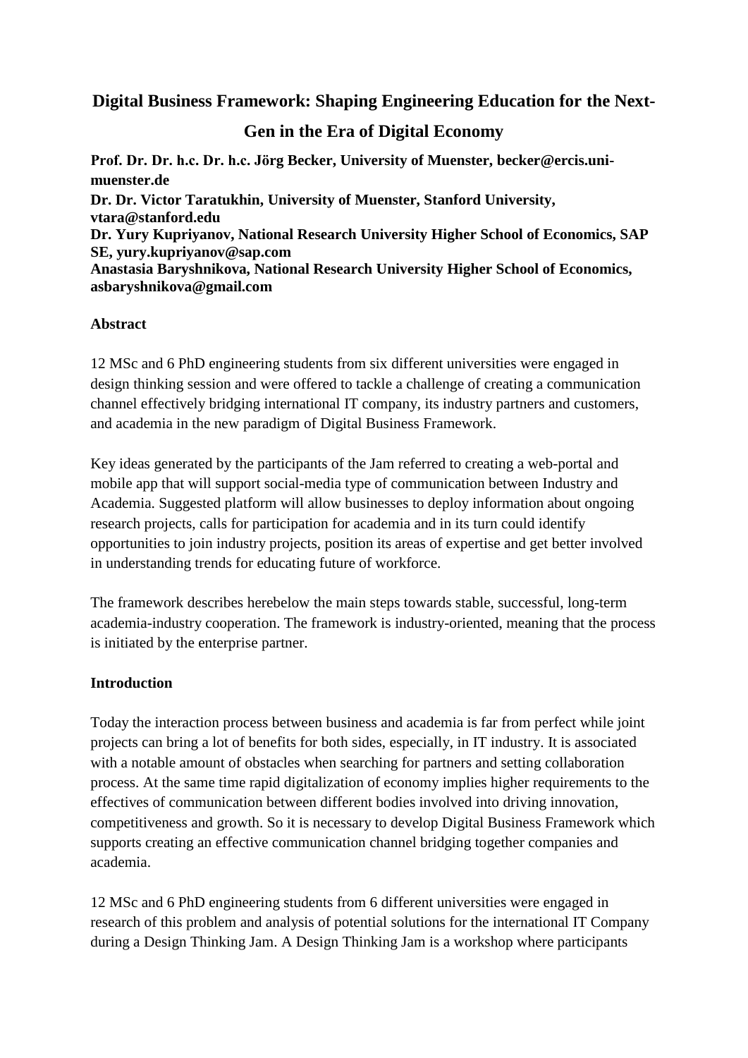# Digital Business Framework: Shaping Engineering Education for the Next-Gen in the Era of Digital Economy

**Prof. Dr. Dr. h.c. Dr. h.c. Jörg Becker, University of Muenster, becker@ercis.uni-muenster.de**
**Dr. Dr. Victor Taratukhin, University of Muenster, Stanford University, vtara@stanford.edu**
**Dr. Yury Kupriyanov, National Research University Higher School of Economics, SAP SE, yury.kupriyanov@sap.com**
**Anastasia Baryshnikova, National Research University Higher School of Economics, asbaryshnikova@gmail.com**

## Abstract

12 MSc and 6 PhD engineering students from six different universities were engaged in design thinking session and were offered to tackle a challenge of creating a communication channel effectively bridging international IT company, its industry partners and customers, and academia in the new paradigm of Digital Business Framework.

Key ideas generated by the participants of the Jam referred to creating a web-portal and mobile app that will support social-media type of communication between Industry and Academia. Suggested platform will allow businesses to deploy information about ongoing research projects, calls for participation for academia and in its turn could identify opportunities to join industry projects, position its areas of expertise and get better involved in understanding trends for educating future of workforce.

The framework describes herebelow the main steps towards stable, successful, long-term academia-industry cooperation. The framework is industry-oriented, meaning that the process is initiated by the enterprise partner.

## Introduction

Today the interaction process between business and academia is far from perfect while joint projects can bring a lot of benefits for both sides, especially, in IT industry. It is associated with a notable amount of obstacles when searching for partners and setting collaboration process. At the same time rapid digitalization of economy implies higher requirements to the effectives of communication between different bodies involved into driving innovation, competitiveness and growth. So it is necessary to develop Digital Business Framework which supports creating an effective communication channel bridging together companies and academia.

12 MSc and 6 PhD engineering students from 6 different universities were engaged in research of this problem and analysis of potential solutions for the international IT Company during a Design Thinking Jam. A Design Thinking Jam is a workshop where participants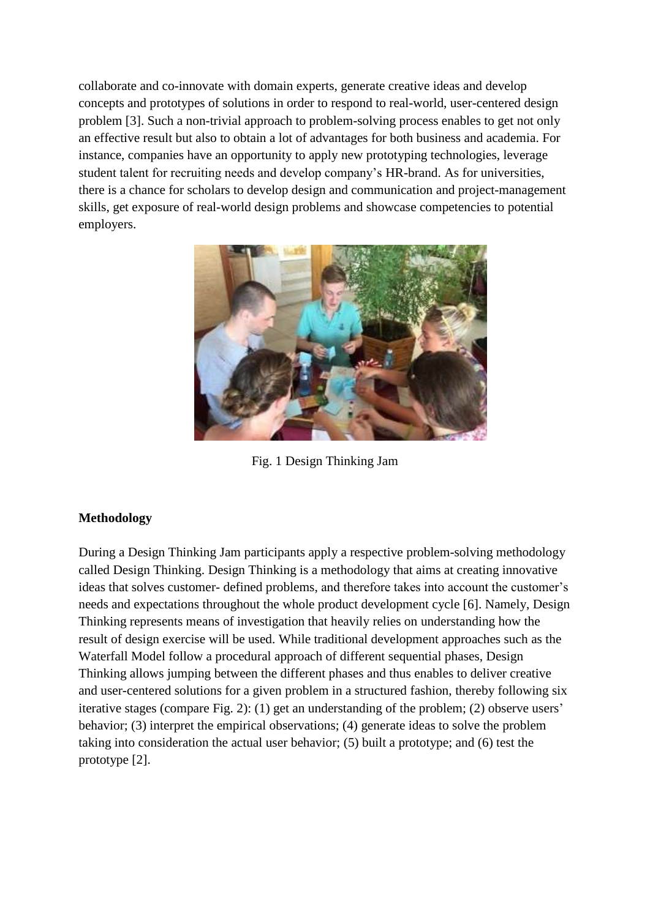collaborate and co-innovate with domain experts, generate creative ideas and develop concepts and prototypes of solutions in order to respond to real-world, user-centered design problem [3]. Such a non-trivial approach to problem-solving process enables to get not only an effective result but also to obtain a lot of advantages for both business and academia. For instance, companies have an opportunity to apply new prototyping technologies, leverage student talent for recruiting needs and develop company's HR-brand. As for universities, there is a chance for scholars to develop design and communication and project-management skills, get exposure of real-world design problems and showcase competencies to potential employers.

Fig. 1 Design Thinking Jam

**Methodology**

During a Design Thinking Jam participants apply a respective problem-solving methodology called Design Thinking. Design Thinking is a methodology that aims at creating innovative ideas that solves customer- defined problems, and therefore takes into account the customer's needs and expectations throughout the whole product development cycle [6]. Namely, Design Thinking represents means of investigation that heavily relies on understanding how the result of design exercise will be used. While traditional development approaches such as the Waterfall Model follow a procedural approach of different sequential phases, Design Thinking allows jumping between the different phases and thus enables to deliver creative and user-centered solutions for a given problem in a structured fashion, thereby following six iterative stages (compare Fig. 2): (1) get an understanding of the problem; (2) observe users' behavior; (3) interpret the empirical observations; (4) generate ideas to solve the problem taking into consideration the actual user behavior; (5) built a prototype; and (6) test the prototype [2].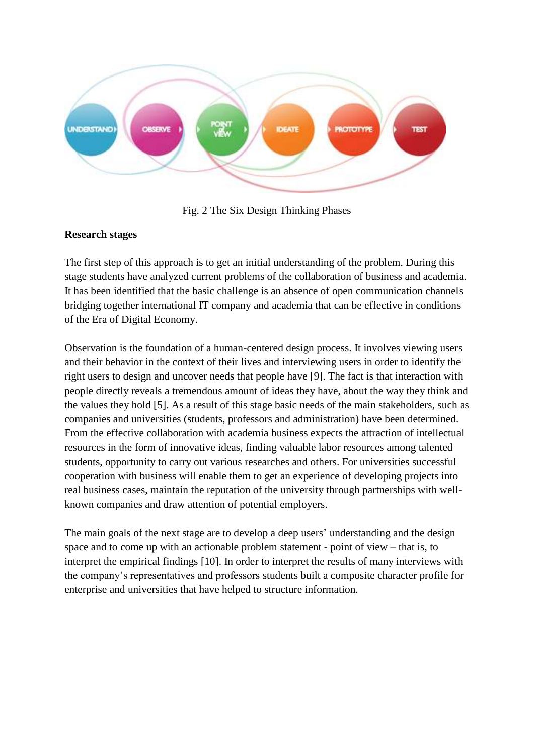Fig. 2 The Six Design Thinking Phases

**Research stages**

The first step of this approach is to get an initial understanding of the problem. During this stage students have analyzed current problems of the collaboration of business and academia. It has been identified that the basic challenge is an absence of open communication channels bridging together international IT company and academia that can be effective in conditions of the Era of Digital Economy.

Observation is the foundation of a human-centered design process. It involves viewing users and their behavior in the context of their lives and interviewing users in order to identify the right users to design and uncover needs that people have [9]. The fact is that interaction with people directly reveals a tremendous amount of ideas they have, about the way they think and the values they hold [5]. As a result of this stage basic needs of the main stakeholders, such as companies and universities (students, professors and administration) have been determined. From the effective collaboration with academia business expects the attraction of intellectual resources in the form of innovative ideas, finding valuable labor resources among talented students, opportunity to carry out various researches and others. For universities successful cooperation with business will enable them to get an experience of developing projects into real business cases, maintain the reputation of the university through partnerships with well-known companies and draw attention of potential employers.

The main goals of the next stage are to develop a deep users' understanding and the design space and to come up with an actionable problem statement - point of view – that is, to interpret the empirical findings [10]. In order to interpret the results of many interviews with the company's representatives and professors students built a composite character profile for enterprise and universities that have helped to structure information.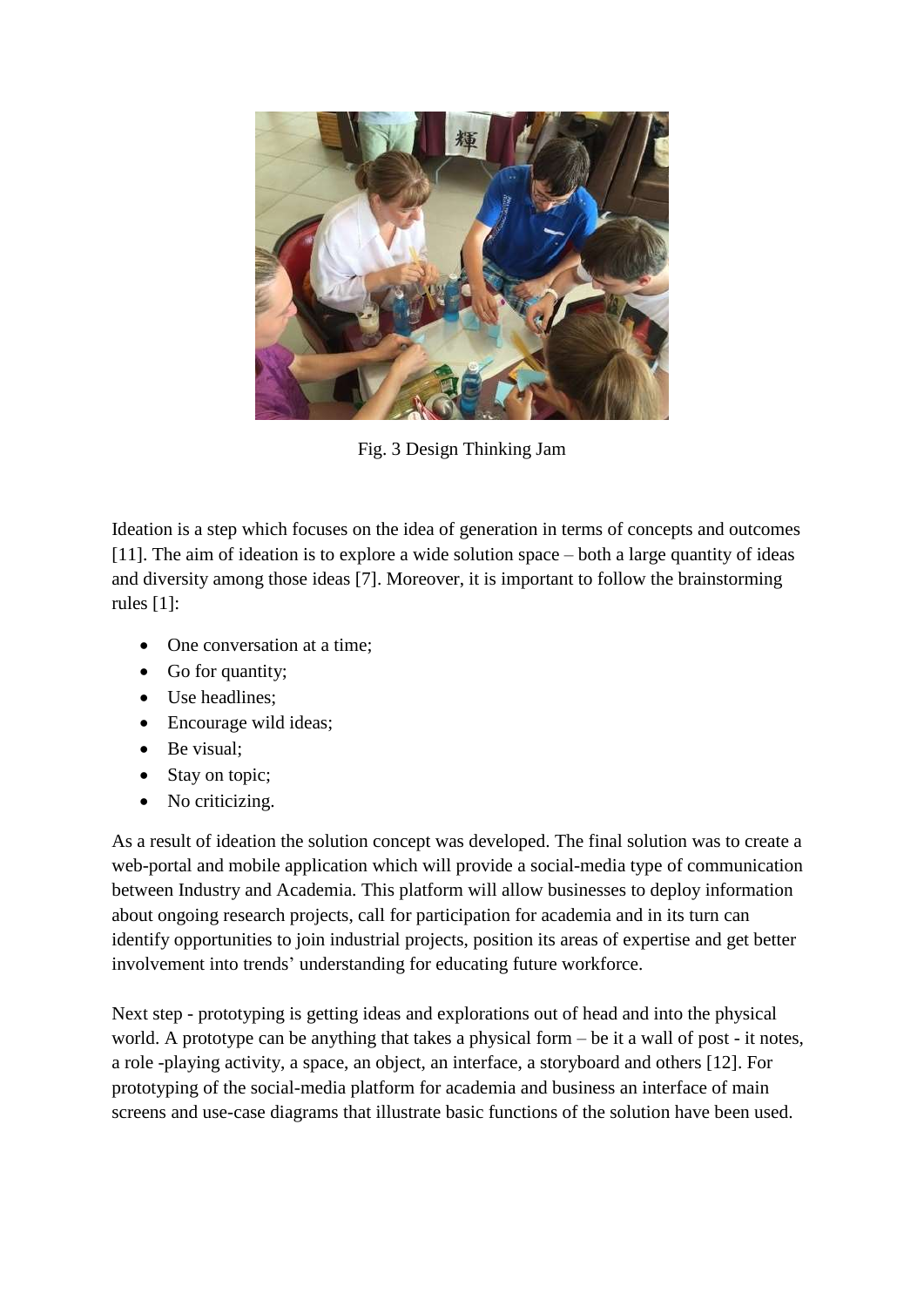Fig. 3 Design Thinking Jam

Ideation is a step which focuses on the idea of generation in terms of concepts and outcomes [11]. The aim of ideation is to explore a wide solution space – both a large quantity of ideas and diversity among those ideas [7]. Moreover, it is important to follow the brainstorming rules [1]:

- One conversation at a time;
- Go for quantity;
- Use headlines;
- Encourage wild ideas;
- Be visual;
- Stay on topic;
- No criticizing.

As a result of ideation the solution concept was developed. The final solution was to create a web-portal and mobile application which will provide a social-media type of communication between Industry and Academia. This platform will allow businesses to deploy information about ongoing research projects, call for participation for academia and in its turn can identify opportunities to join industrial projects, position its areas of expertise and get better involvement into trends' understanding for educating future workforce.

Next step - prototyping is getting ideas and explorations out of head and into the physical world. A prototype can be anything that takes a physical form – be it a wall of post - it notes, a role -playing activity, a space, an object, an interface, a storyboard and others [12]. For prototyping of the social-media platform for academia and business an interface of main screens and use-case diagrams that illustrate basic functions of the solution have been used.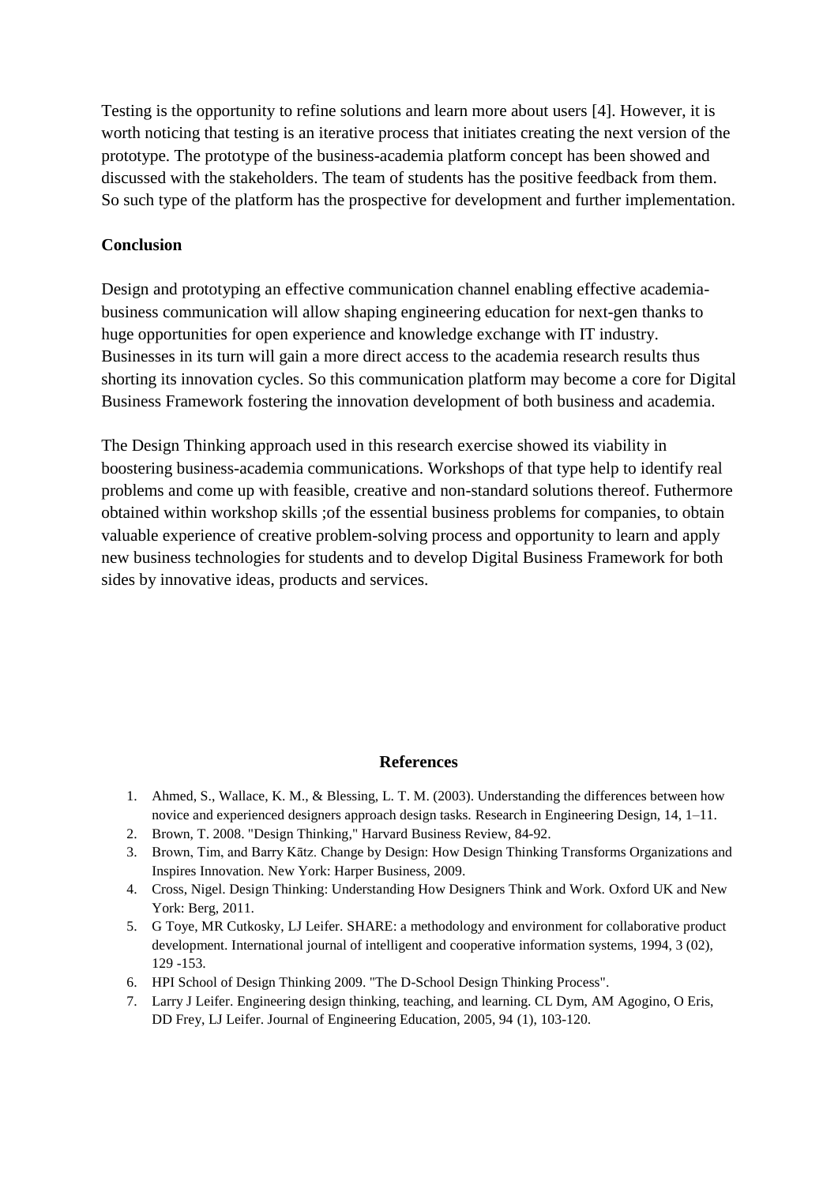Testing is the opportunity to refine solutions and learn more about users [4]. However, it is worth noticing that testing is an iterative process that initiates creating the next version of the prototype. The prototype of the business-academia platform concept has been showed and discussed with the stakeholders. The team of students has the positive feedback from them. So such type of the platform has the prospective for development and further implementation.

**Conclusion**

Design and prototyping an effective communication channel enabling effective academia-business communication will allow shaping engineering education for next-gen thanks to huge opportunities for open experience and knowledge exchange with IT industry. Businesses in its turn will gain a more direct access to the academia research results thus shorting its innovation cycles. So this communication platform may become a core for Digital Business Framework fostering the innovation development of both business and academia.

The Design Thinking approach used in this research exercise showed its viability in boostering business-academia communications. Workshops of that type help to identify real problems and come up with feasible, creative and non-standard solutions thereof. Futhermore obtained within workshop skills ;of the essential business problems for companies, to obtain valuable experience of creative problem-solving process and opportunity to learn and apply new business technologies for students and to develop Digital Business Framework for both sides by innovative ideas, products and services.

**References**

1. Ahmed, S., Wallace, K. M., & Blessing, L. T. M. (2003). Understanding the differences between how novice and experienced designers approach design tasks. Research in Engineering Design, 14, 1–11.
2. Brown, T. 2008. "Design Thinking," Harvard Business Review, 84-92.
3. Brown, Tim, and Barry Kātz. Change by Design: How Design Thinking Transforms Organizations and Inspires Innovation. New York: Harper Business, 2009.
4. Cross, Nigel. Design Thinking: Understanding How Designers Think and Work. Oxford UK and New York: Berg, 2011.
5. G Toye, MR Cutkosky, LJ Leifer. SHARE: a methodology and environment for collaborative product development. International journal of intelligent and cooperative information systems, 1994, 3 (02), 129 -153.
6. HPI School of Design Thinking 2009. "The D-School Design Thinking Process".
7. Larry J Leifer. Engineering design thinking, teaching, and learning. CL Dym, AM Agogino, O Eris, DD Frey, LJ Leifer. Journal of Engineering Education, 2005, 94 (1), 103-120.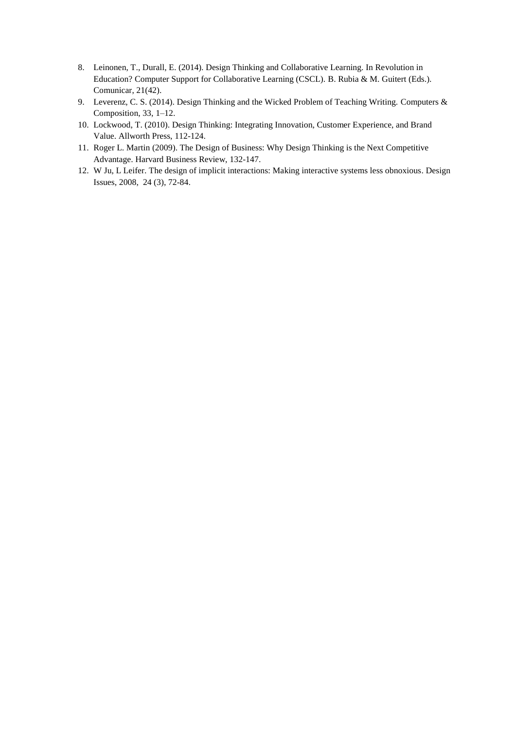8. Leinonen, T., Durall, E. (2014). Design Thinking and Collaborative Learning. In Revolution in Education? Computer Support for Collaborative Learning (CSCL). B. Rubia & M. Guitert (Eds.). Comunicar, 21(42).
9. Leverenz, C. S. (2014). Design Thinking and the Wicked Problem of Teaching Writing. Computers & Composition, 33, 1–12.
10. Lockwood, T. (2010). Design Thinking: Integrating Innovation, Customer Experience, and Brand Value. Allworth Press, 112-124.
11. Roger L. Martin (2009). The Design of Business: Why Design Thinking is the Next Competitive Advantage. Harvard Business Review, 132-147.
12. W Ju, L Leifer. The design of implicit interactions: Making interactive systems less obnoxious. Design Issues, 2008, 24 (3), 72-84.